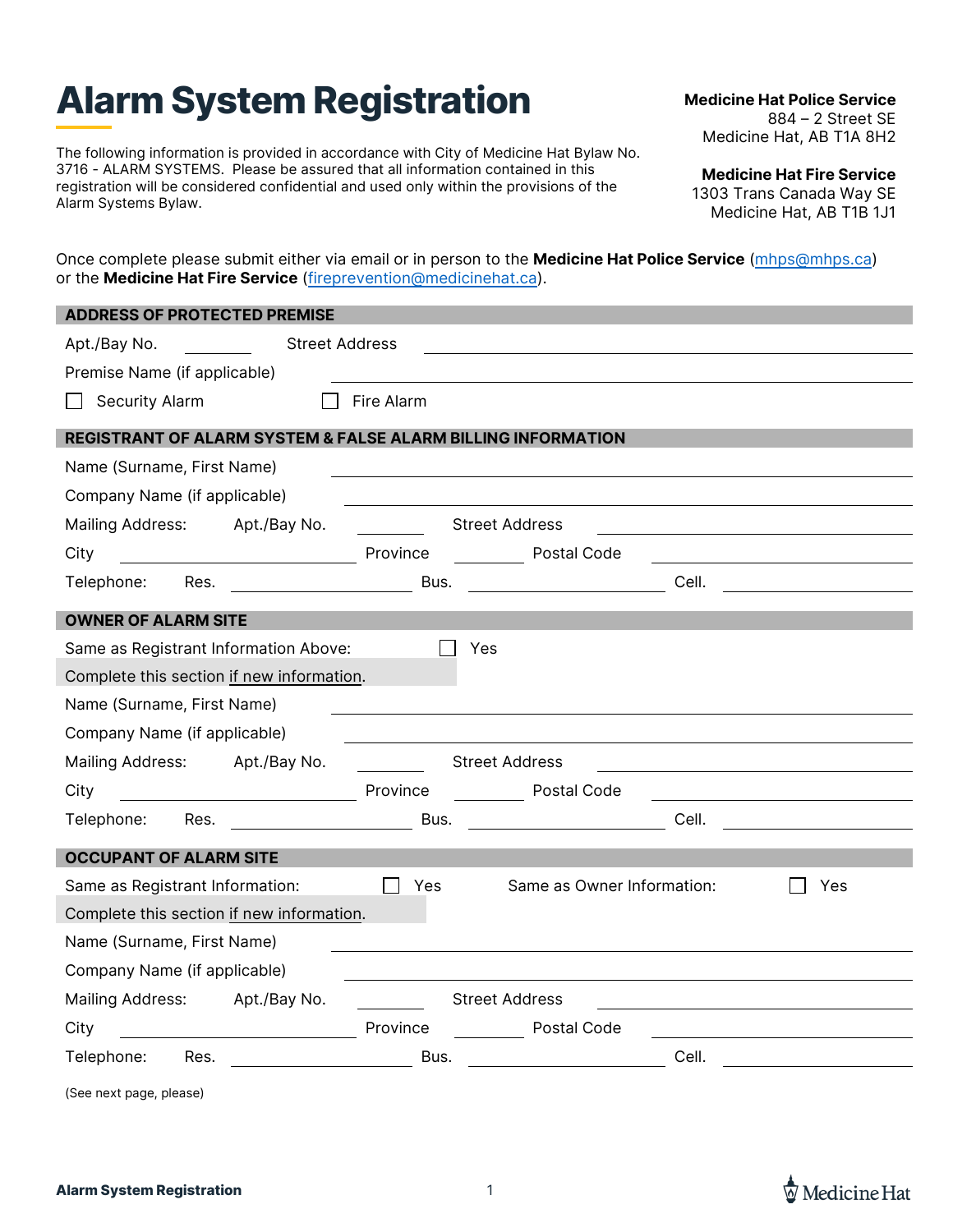# Alarm System Registration

The following information is provided in accordance with City of Medicine Hat Bylaw No. 3716 - ALARM SYSTEMS. Please be assured that all information contained in this registration will be considered confidential and used only within the provisions of the Alarm Systems Bylaw.

**Medicine Hat Police Service**
884 – 2 Street SE
Medicine Hat, AB T1A 8H2

**Medicine Hat Fire Service**
1303 Trans Canada Way SE
Medicine Hat, AB T1B 1J1

Once complete please submit either via email or in person to the **Medicine Hat Police Service** (mhps@mhps.ca) or the **Medicine Hat Fire Service** (fireprevention@medicinehat.ca).

## ADDRESS OF PROTECTED PREMISE

Apt./Bay No. ________ Street Address ______________________________

Premise Name (if applicable) ______________________________

☐ Security Alarm ☐ Fire Alarm

## REGISTRANT OF ALARM SYSTEM & FALSE ALARM BILLING INFORMATION

Name (Surname, First Name) ______________________________

Company Name (if applicable) ______________________________

Mailing Address: Apt./Bay No. ________ Street Address ______________________________

City ______________________________ Province ________ Postal Code ______________________________

Telephone: Res. ____________________ Bus. ____________________ Cell. ____________________

## OWNER OF ALARM SITE

Same as Registrant Information Above: ☐ Yes

Complete this section if new information.

Name (Surname, First Name) ______________________________

Company Name (if applicable) ______________________________

Mailing Address: Apt./Bay No. ________ Street Address ______________________________

City ______________________________ Province ________ Postal Code ______________________________

Telephone: Res. ____________________ Bus. ____________________ Cell. ____________________

## OCCUPANT OF ALARM SITE

Same as Registrant Information: ☐ Yes Same as Owner Information: ☐ Yes

Complete this section if new information.

Name (Surname, First Name) ______________________________

Company Name (if applicable) ______________________________

Mailing Address: Apt./Bay No. ________ Street Address ______________________________

City ______________________________ Province ________ Postal Code ______________________________

Telephone: Res. ____________________ Bus. ____________________ Cell. ____________________

(See next page, please)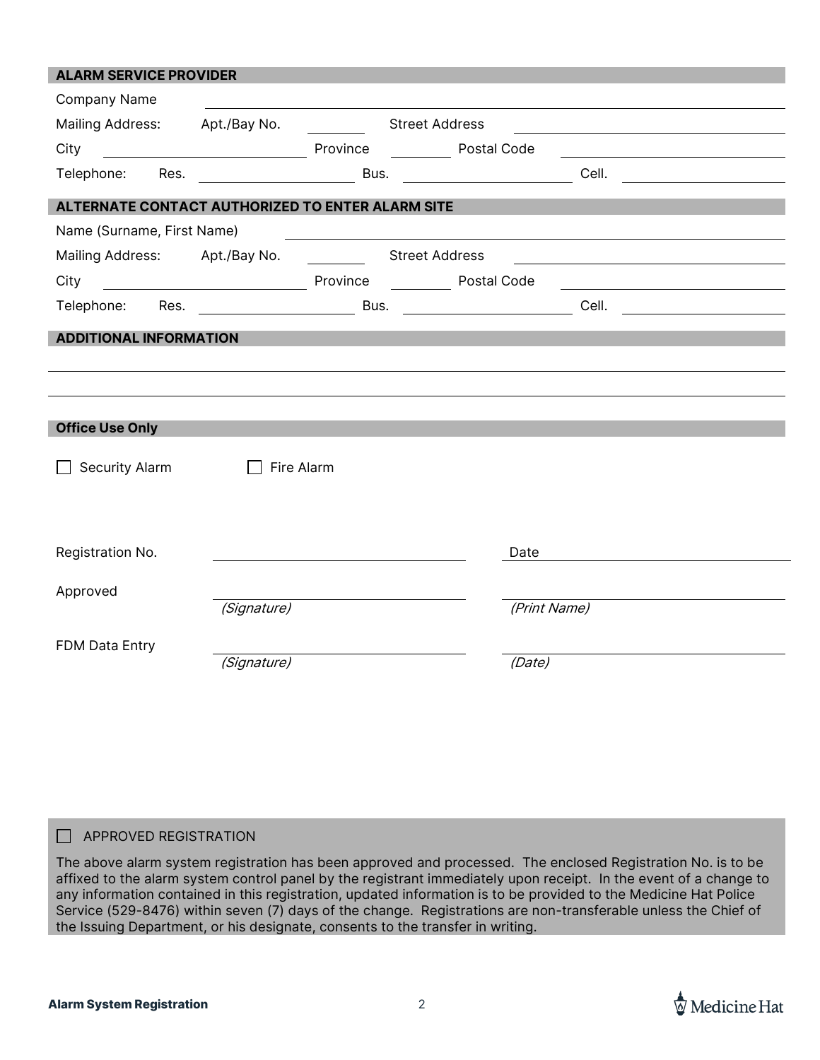## ALARM SERVICE PROVIDER

Company Name \_\_\_\_\_\_\_\_\_\_\_\_\_\_\_\_\_\_\_\_\_\_\_\_\_\_\_\_\_\_\_\_\_\_\_\_\_\_\_\_

Mailing Address: Apt./Bay No. \_\_\_\_\_\_ Street Address \_\_\_\_\_\_\_\_\_\_\_\_\_\_\_\_\_\_\_\_

City \_\_\_\_\_\_\_\_\_\_\_\_\_\_\_\_ Province \_\_\_\_\_\_ Postal Code \_\_\_\_\_\_\_\_\_\_\_\_\_\_\_\_

Telephone: Res. \_\_\_\_\_\_\_\_\_\_\_\_\_\_ Bus. \_\_\_\_\_\_\_\_\_\_\_\_\_\_ Cell. \_\_\_\_\_\_\_\_\_\_\_\_\_\_

## ALTERNATE CONTACT AUTHORIZED TO ENTER ALARM SITE

Name (Surname, First Name) \_\_\_\_\_\_\_\_\_\_\_\_\_\_\_\_\_\_\_\_\_\_\_\_\_\_\_\_\_\_\_\_\_\_\_\_\_\_\_\_

Mailing Address: Apt./Bay No. \_\_\_\_\_\_ Street Address \_\_\_\_\_\_\_\_\_\_\_\_\_\_\_\_\_\_\_\_

City \_\_\_\_\_\_\_\_\_\_\_\_\_\_\_\_ Province \_\_\_\_\_\_ Postal Code \_\_\_\_\_\_\_\_\_\_\_\_\_\_\_\_

Telephone: Res. \_\_\_\_\_\_\_\_\_\_\_\_\_\_ Bus. \_\_\_\_\_\_\_\_\_\_\_\_\_\_ Cell. \_\_\_\_\_\_\_\_\_\_\_\_\_\_

## ADDITIONAL INFORMATION

\_\_\_\_\_\_\_\_\_\_\_\_\_\_\_\_\_\_\_\_\_\_\_\_\_\_\_\_\_\_\_\_\_\_\_\_\_\_\_\_\_\_\_\_\_\_\_\_\_\_\_\_\_\_\_\_\_\_\_\_

\_\_\_\_\_\_\_\_\_\_\_\_\_\_\_\_\_\_\_\_\_\_\_\_\_\_\_\_\_\_\_\_\_\_\_\_\_\_\_\_\_\_\_\_\_\_\_\_\_\_\_\_\_\_\_\_\_\_\_\_

## Office Use Only

☐ Security Alarm ☐ Fire Alarm

Registration No. \_\_\_\_\_\_\_\_\_\_\_\_\_\_\_\_\_\_\_\_ Date \_\_\_\_\_\_\_\_\_\_\_\_\_\_\_\_\_\_\_\_

Approved \_\_\_\_\_\_\_\_\_\_\_\_\_\_\_\_\_\_\_\_ \_\_\_\_\_\_\_\_\_\_\_\_\_\_\_\_\_\_\_\_
*(Signature)* *(Print Name)*

FDM Data Entry \_\_\_\_\_\_\_\_\_\_\_\_\_\_\_\_\_\_\_\_ \_\_\_\_\_\_\_\_\_\_\_\_\_\_\_\_\_\_\_\_
*(Signature)* *(Date)*

☐ APPROVED REGISTRATION

The above alarm system registration has been approved and processed. The enclosed Registration No. is to be affixed to the alarm system control panel by the registrant immediately upon receipt. In the event of a change to any information contained in this registration, updated information is to be provided to the Medicine Hat Police Service (529-8476) within seven (7) days of the change. Registrations are non-transferable unless the Chief of the Issuing Department, or his designate, consents to the transfer in writing.